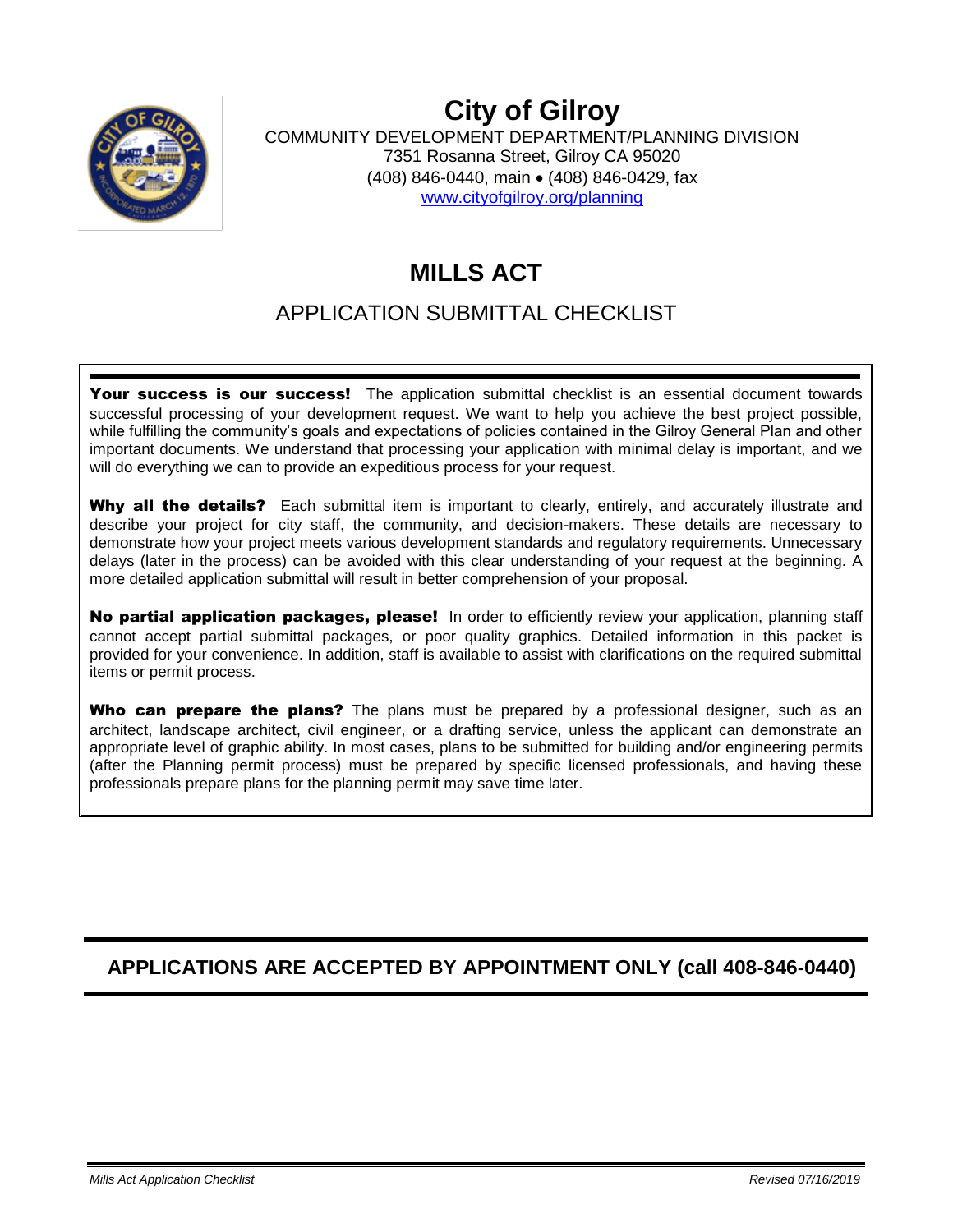# City of Gilroy

COMMUNITY DEVELOPMENT DEPARTMENT/PLANNING DIVISION
7351 Rosanna Street, Gilroy CA 95020
(408) 846-0440, main • (408) 846-0429, fax
www.cityofgilroy.org/planning

# MILLS ACT

## APPLICATION SUBMITTAL CHECKLIST

**Your success is our success!** The application submittal checklist is an essential document towards successful processing of your development request. We want to help you achieve the best project possible, while fulfilling the community's goals and expectations of policies contained in the Gilroy General Plan and other important documents. We understand that processing your application with minimal delay is important, and we will do everything we can to provide an expeditious process for your request.

**Why all the details?** Each submittal item is important to clearly, entirely, and accurately illustrate and describe your project for city staff, the community, and decision-makers. These details are necessary to demonstrate how your project meets various development standards and regulatory requirements. Unnecessary delays (later in the process) can be avoided with this clear understanding of your request at the beginning. A more detailed application submittal will result in better comprehension of your proposal.

**No partial application packages, please!** In order to efficiently review your application, planning staff cannot accept partial submittal packages, or poor quality graphics. Detailed information in this packet is provided for your convenience. In addition, staff is available to assist with clarifications on the required submittal items or permit process.

**Who can prepare the plans?** The plans must be prepared by a professional designer, such as an architect, landscape architect, civil engineer, or a drafting service, unless the applicant can demonstrate an appropriate level of graphic ability. In most cases, plans to be submitted for building and/or engineering permits (after the Planning permit process) must be prepared by specific licensed professionals, and having these professionals prepare plans for the planning permit may save time later.

**APPLICATIONS ARE ACCEPTED BY APPOINTMENT ONLY (call 408-846-0440)**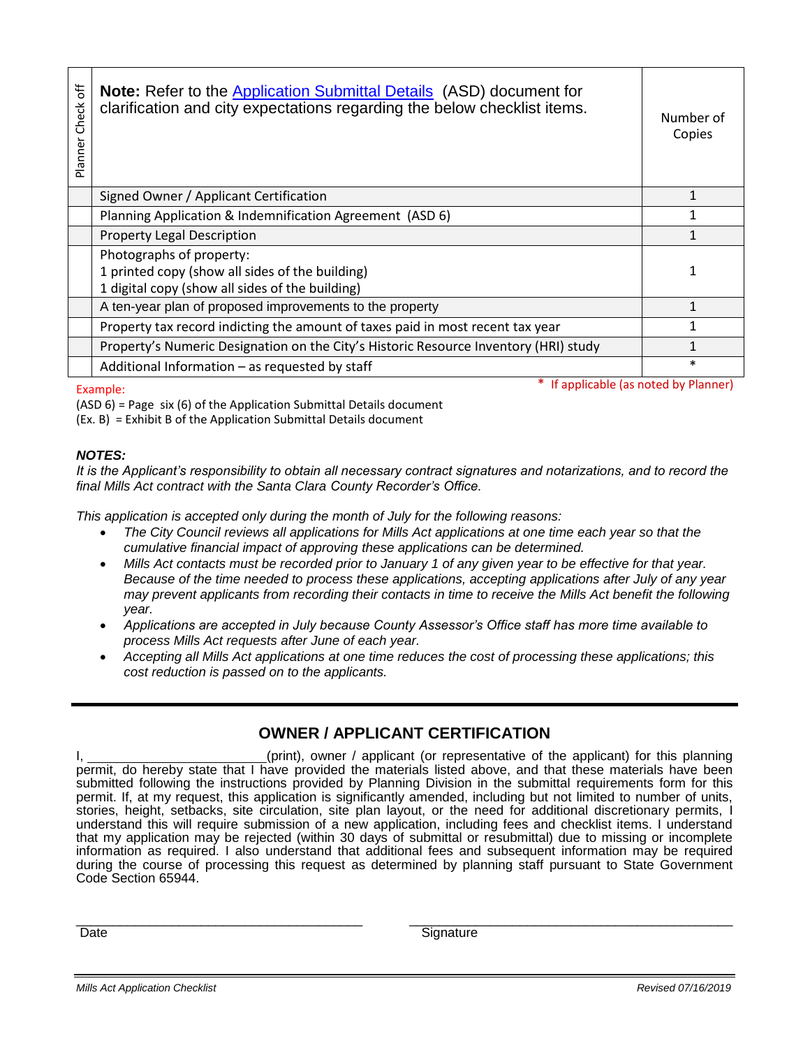| Planner Check off | **Note:** Refer to the Application Submittal Details (ASD) document for clarification and city expectations regarding the below checklist items. | Number of Copies |
|---|---|---|
| | Signed Owner / Applicant Certification | 1 |
| | Planning Application & Indemnification Agreement (ASD 6) | 1 |
| | Property Legal Description | 1 |
| | Photographs of property:<br>1 printed copy (show all sides of the building)<br>1 digital copy (show all sides of the building) | 1 |
| | A ten-year plan of proposed improvements to the property | 1 |
| | Property tax record indicting the amount of taxes paid in most recent tax year | 1 |
| | Property's Numeric Designation on the City's Historic Resource Inventory (HRI) study | 1 |
| | Additional Information – as requested by staff | * |

\* If applicable (as noted by Planner)

Example:

(ASD 6) = Page six (6) of the Application Submittal Details document

(Ex. B) = Exhibit B of the Application Submittal Details document

***NOTES:***

*It is the Applicant's responsibility to obtain all necessary contract signatures and notarizations, and to record the final Mills Act contract with the Santa Clara County Recorder's Office.*

*This application is accepted only during the month of July for the following reasons:*

- *The City Council reviews all applications for Mills Act applications at one time each year so that the cumulative financial impact of approving these applications can be determined.*
- *Mills Act contacts must be recorded prior to January 1 of any given year to be effective for that year. Because of the time needed to process these applications, accepting applications after July of any year may prevent applicants from recording their contacts in time to receive the Mills Act benefit the following year.*
- *Applications are accepted in July because County Assessor's Office staff has more time available to process Mills Act requests after June of each year.*
- *Accepting all Mills Act applications at one time reduces the cost of processing these applications; this cost reduction is passed on to the applicants.*

## OWNER / APPLICANT CERTIFICATION

I, ________________________(print), owner / applicant (or representative of the applicant) for this planning permit, do hereby state that I have provided the materials listed above, and that these materials have been submitted following the instructions provided by Planning Division in the submittal requirements form for this permit. If, at my request, this application is significantly amended, including but not limited to number of units, stories, height, setbacks, site circulation, site plan layout, or the need for additional discretionary permits, I understand this will require submission of a new application, including fees and checklist items. I understand that my application may be rejected (within 30 days of submittal or resubmittal) due to missing or incomplete information as required. I also understand that additional fees and subsequent information may be required during the course of processing this request as determined by planning staff pursuant to State Government Code Section 65944.

________________________________________ Date

________________________________________ Signature